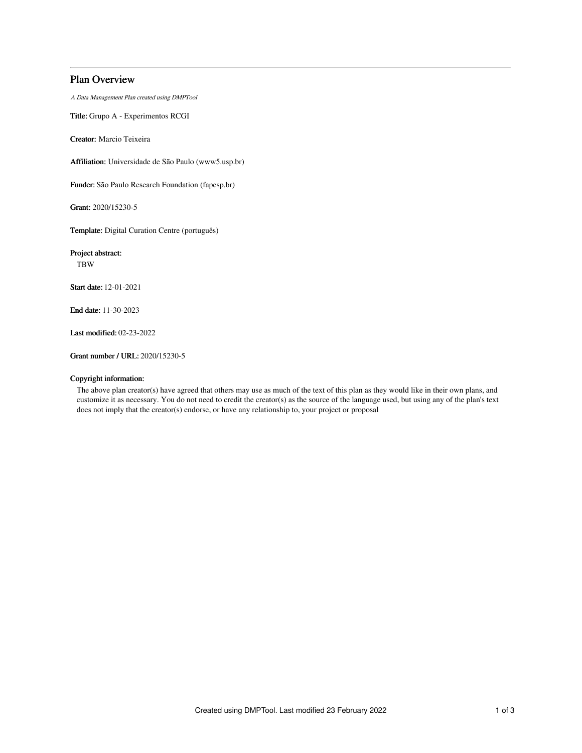# Plan Overview

*A Data Management Plan created using DMPTool*

**Title:** Grupo A - Experimentos RCGI

**Creator:** Marcio Teixeira

**Affiliation:** Universidade de São Paulo (www5.usp.br)

**Funder:** São Paulo Research Foundation (fapesp.br)

**Grant:** 2020/15230-5

**Template:** Digital Curation Centre (português)

**Project abstract:**

TBW

**Start date:** 12-01-2021

**End date:** 11-30-2023

**Last modified:** 02-23-2022

**Grant number / URL:** 2020/15230-5

**Copyright information:**

The above plan creator(s) have agreed that others may use as much of the text of this plan as they would like in their own plans, and customize it as necessary. You do not need to credit the creator(s) as the source of the language used, but using any of the plan's text does not imply that the creator(s) endorse, or have any relationship to, your project or proposal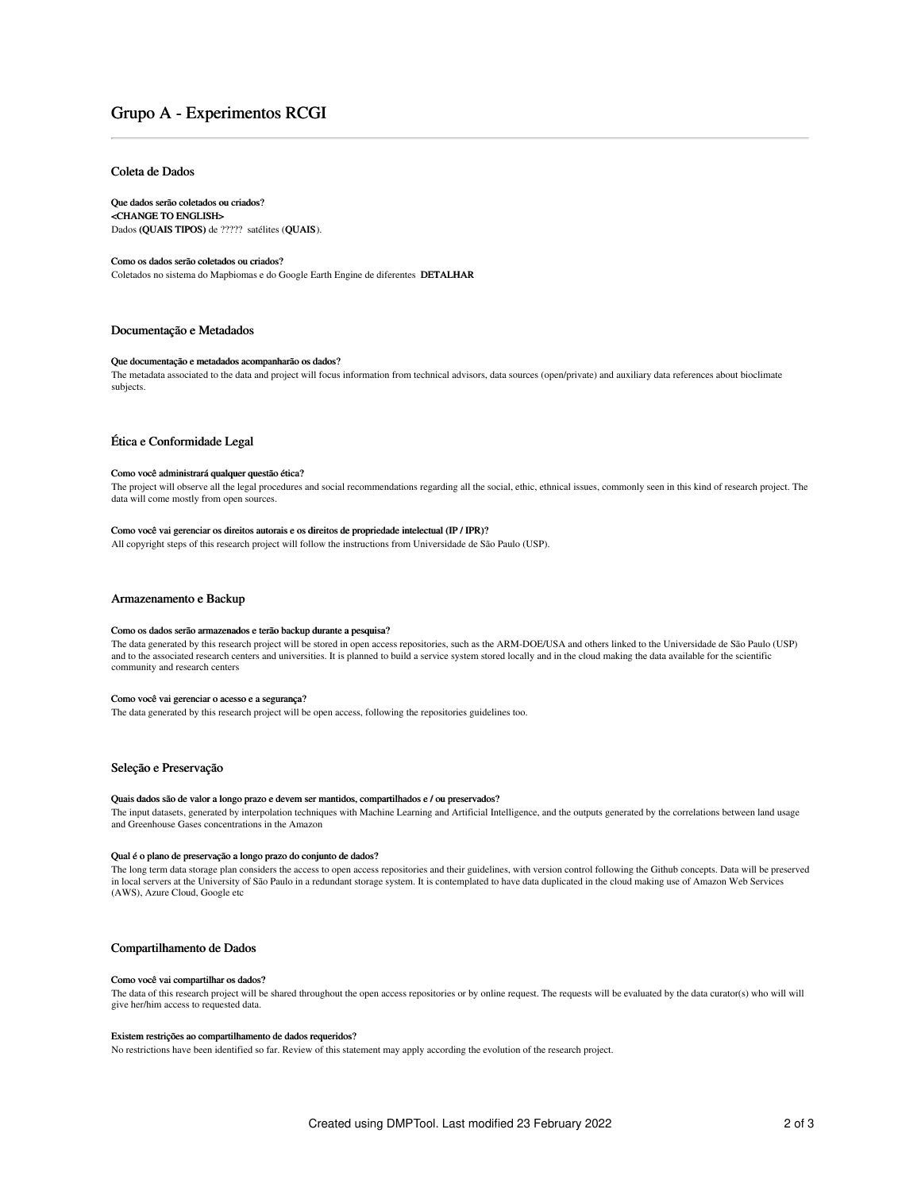# Grupo A - Experimentos RCGI

## Coleta de Dados

**Que dados serão coletados ou criados?**

**<CHANGE TO ENGLISH>**

Dados **(QUAIS TIPOS)** de ????? satélites (**QUAIS**).

**Como os dados serão coletados ou criados?**

Coletados no sistema do Mapbiomas e do Google Earth Engine de diferentes **DETALHAR**

## Documentação e Metadados

**Que documentação e metadados acompanharão os dados?**

The metadata associated to the data and project will focus information from technical advisors, data sources (open/private) and auxiliary data references about bioclimate subjects.

## Ética e Conformidade Legal

**Como você administrará qualquer questão ética?**

The project will observe all the legal procedures and social recommendations regarding all the social, ethic, ethnical issues, commonly seen in this kind of research project. The data will come mostly from open sources.

**Como você vai gerenciar os direitos autorais e os direitos de propriedade intelectual (IP / IPR)?**

All copyright steps of this research project will follow the instructions from Universidade de São Paulo (USP).

## Armazenamento e Backup

**Como os dados serão armazenados e terão backup durante a pesquisa?**

The data generated by this research project will be stored in open access repositories, such as the ARM-DOE/USA and others linked to the Universidade de São Paulo (USP) and to the associated research centers and universities. It is planned to build a service system stored locally and in the cloud making the data available for the scientific community and research centers

**Como você vai gerenciar o acesso e a segurança?**

The data generated by this research project will be open access, following the repositories guidelines too.

## Seleção e Preservação

**Quais dados são de valor a longo prazo e devem ser mantidos, compartilhados e / ou preservados?**

The input datasets, generated by interpolation techniques with Machine Learning and Artificial Intelligence, and the outputs generated by the correlations between land usage and Greenhouse Gases concentrations in the Amazon

**Qual é o plano de preservação a longo prazo do conjunto de dados?**

The long term data storage plan considers the access to open access repositories and their guidelines, with version control following the Github concepts. Data will be preserved in local servers at the University of São Paulo in a redundant storage system. It is contemplated to have data duplicated in the cloud making use of Amazon Web Services (AWS), Azure Cloud, Google etc

## Compartilhamento de Dados

**Como você vai compartilhar os dados?**

The data of this research project will be shared throughout the open access repositories or by online request. The requests will be evaluated by the data curator(s) who will will give her/him access to requested data.

**Existem restrições ao compartilhamento de dados requeridos?**

No restrictions have been identified so far. Review of this statement may apply according the evolution of the research project.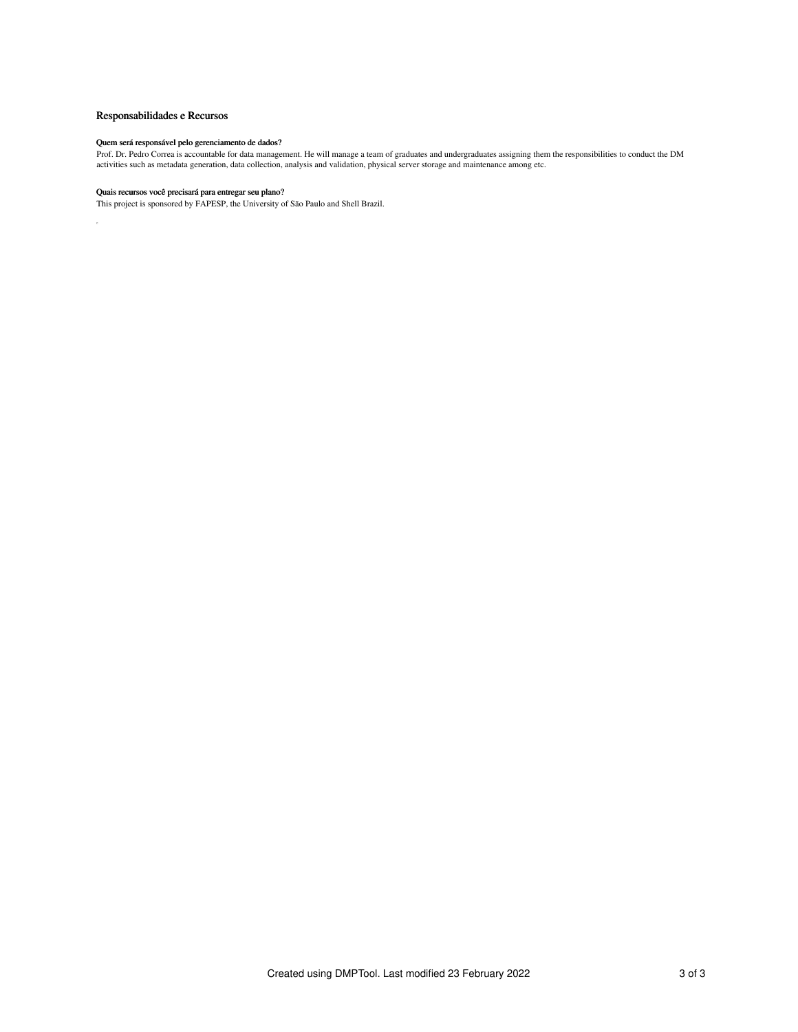## Responsabilidades e Recursos

### Quem será responsável pelo gerenciamento de dados?

Prof. Dr. Pedro Correa is accountable for data management. He will manage a team of graduates and undergraduates assigning them the responsibilities to conduct the DM activities such as metadata generation, data collection, analysis and validation, physical server storage and maintenance among etc.

### Quais recursos você precisará para entregar seu plano?

This project is sponsored by FAPESP, the University of São Paulo and Shell Brazil.